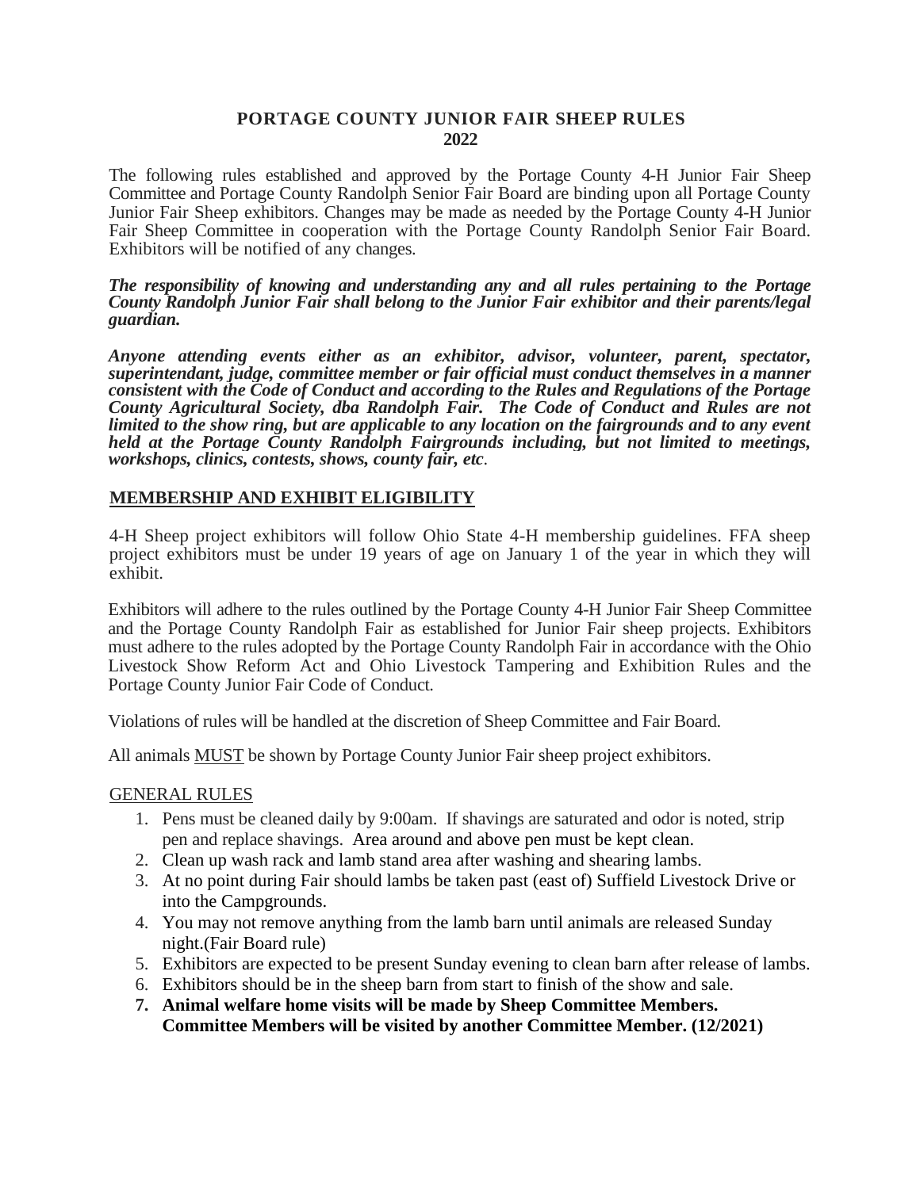# PORTAGE COUNTY JUNIOR FAIR SHEEP RULES
## 2022

The following rules established and approved by the Portage County 4-H Junior Fair Sheep Committee and Portage County Randolph Senior Fair Board are binding upon all Portage County Junior Fair Sheep exhibitors. Changes may be made as needed by the Portage County 4-H Junior Fair Sheep Committee in cooperation with the Portage County Randolph Senior Fair Board. Exhibitors will be notified of any changes.

***The responsibility of knowing and understanding any and all rules pertaining to the Portage County Randolph Junior Fair shall belong to the Junior Fair exhibitor and their parents/legal guardian.***

***Anyone attending events either as an exhibitor, advisor, volunteer, parent, spectator, superintendant, judge, committee member or fair official must conduct themselves in a manner consistent with the Code of Conduct and according to the Rules and Regulations of the Portage County Agricultural Society, dba Randolph Fair. The Code of Conduct and Rules are not limited to the show ring, but are applicable to any location on the fairgrounds and to any event held at the Portage County Randolph Fairgrounds including, but not limited to meetings, workshops, clinics, contests, shows, county fair, etc.***

## MEMBERSHIP AND EXHIBIT ELIGIBILITY

4-H Sheep project exhibitors will follow Ohio State 4-H membership guidelines. FFA sheep project exhibitors must be under 19 years of age on January 1 of the year in which they will exhibit.

Exhibitors will adhere to the rules outlined by the Portage County 4-H Junior Fair Sheep Committee and the Portage County Randolph Fair as established for Junior Fair sheep projects. Exhibitors must adhere to the rules adopted by the Portage County Randolph Fair in accordance with the Ohio Livestock Show Reform Act and Ohio Livestock Tampering and Exhibition Rules and the Portage County Junior Fair Code of Conduct.

Violations of rules will be handled at the discretion of Sheep Committee and Fair Board.

All animals MUST be shown by Portage County Junior Fair sheep project exhibitors.

### GENERAL RULES

1. Pens must be cleaned daily by 9:00am. If shavings are saturated and odor is noted, strip pen and replace shavings. Area around and above pen must be kept clean.
2. Clean up wash rack and lamb stand area after washing and shearing lambs.
3. At no point during Fair should lambs be taken past (east of) Suffield Livestock Drive or into the Campgrounds.
4. You may not remove anything from the lamb barn until animals are released Sunday night.(Fair Board rule)
5. Exhibitors are expected to be present Sunday evening to clean barn after release of lambs.
6. Exhibitors should be in the sheep barn from start to finish of the show and sale.
7. **Animal welfare home visits will be made by Sheep Committee Members. Committee Members will be visited by another Committee Member. (12/2021)**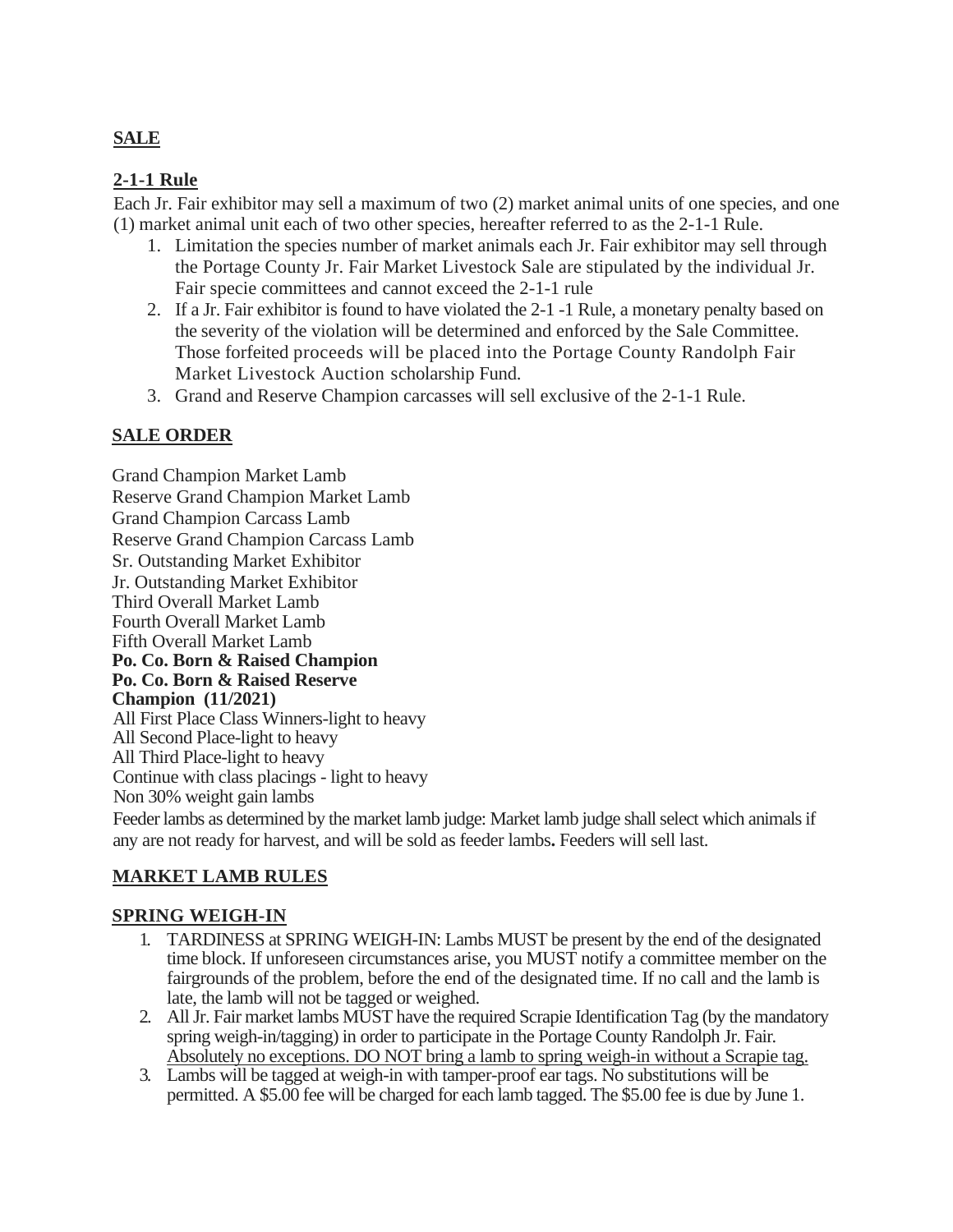## SALE

### 2-1-1 Rule

Each Jr. Fair exhibitor may sell a maximum of two (2) market animal units of one species, and one (1) market animal unit each of two other species, hereafter referred to as the 2-1-1 Rule.

1. Limitation the species number of market animals each Jr. Fair exhibitor may sell through the Portage County Jr. Fair Market Livestock Sale are stipulated by the individual Jr. Fair specie committees and cannot exceed the 2-1-1 rule
2. If a Jr. Fair exhibitor is found to have violated the 2-1 -1 Rule, a monetary penalty based on the severity of the violation will be determined and enforced by the Sale Committee. Those forfeited proceeds will be placed into the Portage County Randolph Fair Market Livestock Auction scholarship Fund.
3. Grand and Reserve Champion carcasses will sell exclusive of the 2-1-1 Rule.

## SALE ORDER

Grand Champion Market Lamb
Reserve Grand Champion Market Lamb
Grand Champion Carcass Lamb
Reserve Grand Champion Carcass Lamb
Sr. Outstanding Market Exhibitor
Jr. Outstanding Market Exhibitor
Third Overall Market Lamb
Fourth Overall Market Lamb
Fifth Overall Market Lamb
**Po. Co. Born & Raised Champion**
**Po. Co. Born & Raised Reserve Champion (11/2021)**
All First Place Class Winners-light to heavy
All Second Place-light to heavy
All Third Place-light to heavy
Continue with class placings - light to heavy
Non 30% weight gain lambs
Feeder lambs as determined by the market lamb judge: Market lamb judge shall select which animals if any are not ready for harvest, and will be sold as feeder lambs**.** Feeders will sell last.

## MARKET LAMB RULES

### SPRING WEIGH-IN

1. TARDINESS at SPRING WEIGH-IN: Lambs MUST be present by the end of the designated time block. If unforeseen circumstances arise, you MUST notify a committee member on the fairgrounds of the problem, before the end of the designated time. If no call and the lamb is late, the lamb will not be tagged or weighed.
2. All Jr. Fair market lambs MUST have the required Scrapie Identification Tag (by the mandatory spring weigh-in/tagging) in order to participate in the Portage County Randolph Jr. Fair. Absolutely no exceptions. DO NOT bring a lamb to spring weigh-in without a Scrapie tag.
3. Lambs will be tagged at weigh-in with tamper-proof ear tags. No substitutions will be permitted. A $5.00 fee will be charged for each lamb tagged. The $5.00 fee is due by June 1.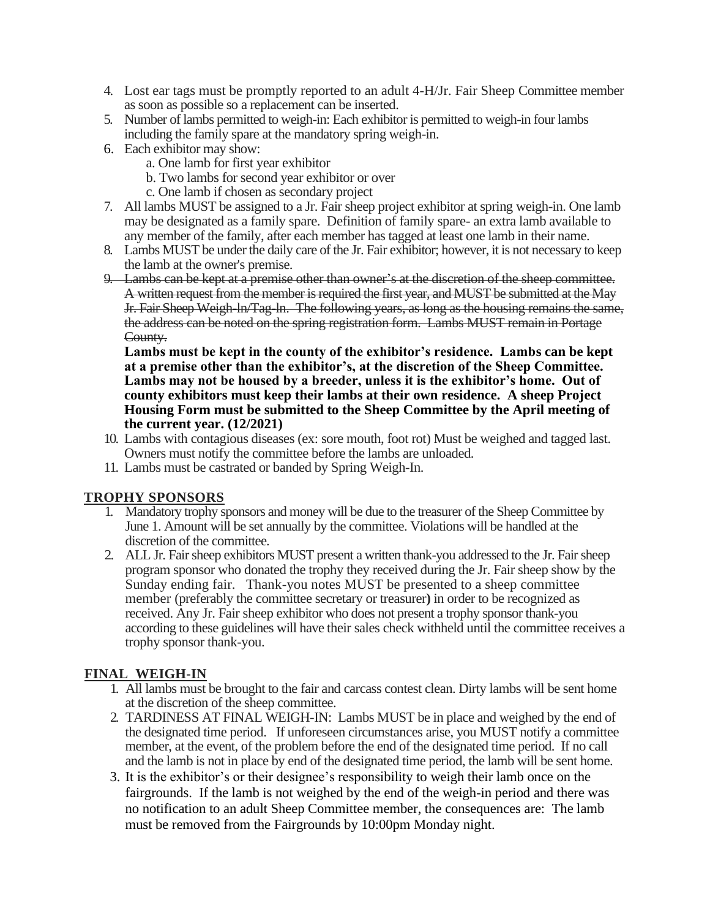4. Lost ear tags must be promptly reported to an adult 4-H/Jr. Fair Sheep Committee member as soon as possible so a replacement can be inserted.
5. Number of lambs permitted to weigh-in: Each exhibitor is permitted to weigh-in four lambs including the family spare at the mandatory spring weigh-in.
6. Each exhibitor may show:
   a. One lamb for first year exhibitor
   b. Two lambs for second year exhibitor or over
   c. One lamb if chosen as secondary project
7. All lambs MUST be assigned to a Jr. Fair sheep project exhibitor at spring weigh-in. One lamb may be designated as a family spare. Definition of family spare- an extra lamb available to any member of the family, after each member has tagged at least one lamb in their name.
8. Lambs MUST be under the daily care of the Jr. Fair exhibitor; however, it is not necessary to keep the lamb at the owner's premise.
9. ~~Lambs can be kept at a premise other than owner's at the discretion of the sheep committee. A written request from the member is required the first year, and MUST be submitted at the May Jr. Fair Sheep Weigh-In/Tag-In. The following years, as long as the housing remains the same, the address can be noted on the spring registration form. Lambs MUST remain in Portage County.~~

   **Lambs must be kept in the county of the exhibitor's residence. Lambs can be kept at a premise other than the exhibitor's, at the discretion of the Sheep Committee. Lambs may not be housed by a breeder, unless it is the exhibitor's home. Out of county exhibitors must keep their lambs at their own residence. A sheep Project Housing Form must be submitted to the Sheep Committee by the April meeting of the current year. (12/2021)**
10. Lambs with contagious diseases (ex: sore mouth, foot rot) Must be weighed and tagged last. Owners must notify the committee before the lambs are unloaded.
11. Lambs must be castrated or banded by Spring Weigh-In.

## TROPHY SPONSORS

1. Mandatory trophy sponsors and money will be due to the treasurer of the Sheep Committee by June 1. Amount will be set annually by the committee. Violations will be handled at the discretion of the committee.
2. ALL Jr. Fair sheep exhibitors MUST present a written thank-you addressed to the Jr. Fair sheep program sponsor who donated the trophy they received during the Jr. Fair sheep show by the Sunday ending fair. Thank-you notes MUST be presented to a sheep committee member (preferably the committee secretary or treasurer) in order to be recognized as received. Any Jr. Fair sheep exhibitor who does not present a trophy sponsor thank-you according to these guidelines will have their sales check withheld until the committee receives a trophy sponsor thank-you.

## FINAL WEIGH-IN

1. All lambs must be brought to the fair and carcass contest clean. Dirty lambs will be sent home at the discretion of the sheep committee.
2. TARDINESS AT FINAL WEIGH-IN: Lambs MUST be in place and weighed by the end of the designated time period. If unforeseen circumstances arise, you MUST notify a committee member, at the event, of the problem before the end of the designated time period. If no call and the lamb is not in place by end of the designated time period, the lamb will be sent home.
3. It is the exhibitor's or their designee's responsibility to weigh their lamb once on the fairgrounds. If the lamb is not weighed by the end of the weigh-in period and there was no notification to an adult Sheep Committee member, the consequences are: The lamb must be removed from the Fairgrounds by 10:00pm Monday night.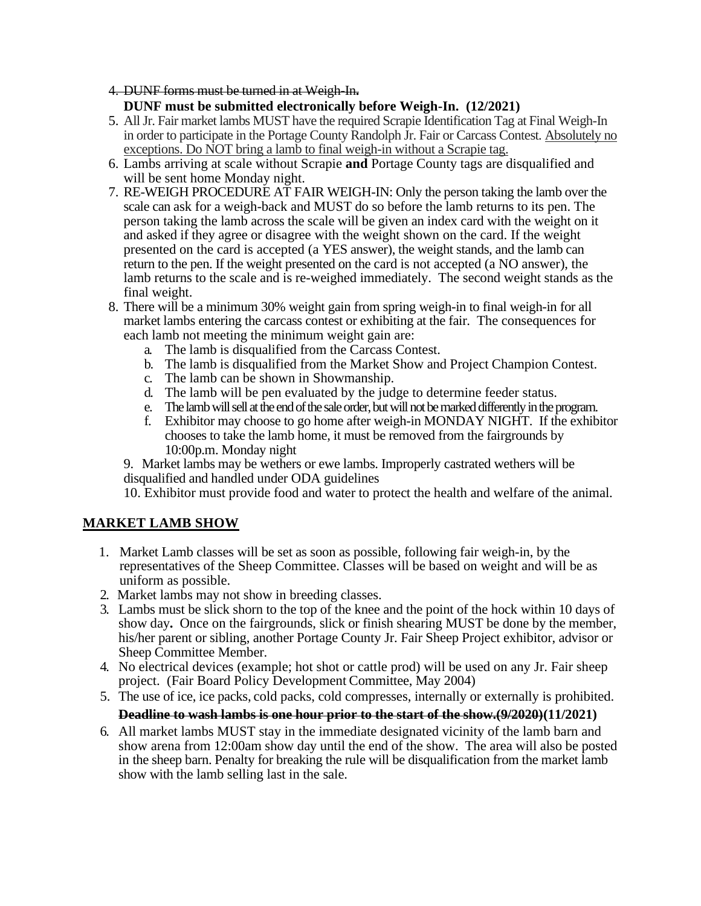4. ~~DUNF forms must be turned in at Weigh-In.~~
   **DUNF must be submitted electronically before Weigh-In. (12/2021)**
5. All Jr. Fair market lambs MUST have the required Scrapie Identification Tag at Final Weigh-In in order to participate in the Portage County Randolph Jr. Fair or Carcass Contest. <u>Absolutely no exceptions. Do NOT bring a lamb to final weigh-in without a Scrapie tag.</u>
6. Lambs arriving at scale without Scrapie **and** Portage County tags are disqualified and will be sent home Monday night.
7. RE-WEIGH PROCEDURE AT FAIR WEIGH-IN: Only the person taking the lamb over the scale can ask for a weigh-back and MUST do so before the lamb returns to its pen. The person taking the lamb across the scale will be given an index card with the weight on it and asked if they agree or disagree with the weight shown on the card. If the weight presented on the card is accepted (a YES answer), the weight stands, and the lamb can return to the pen. If the weight presented on the card is not accepted (a NO answer), the lamb returns to the scale and is re-weighed immediately. The second weight stands as the final weight.
8. There will be a minimum 30% weight gain from spring weigh-in to final weigh-in for all market lambs entering the carcass contest or exhibiting at the fair. The consequences for each lamb not meeting the minimum weight gain are:
   a. The lamb is disqualified from the Carcass Contest.
   b. The lamb is disqualified from the Market Show and Project Champion Contest.
   c. The lamb can be shown in Showmanship.
   d. The lamb will be pen evaluated by the judge to determine feeder status.
   e. The lamb will sell at the end of the sale order, but will not be marked differently in the program.
   f. Exhibitor may choose to go home after weigh-in MONDAY NIGHT. If the exhibitor chooses to take the lamb home, it must be removed from the fairgrounds by 10:00p.m. Monday night
9. Market lambs may be wethers or ewe lambs. Improperly castrated wethers will be disqualified and handled under ODA guidelines
10. Exhibitor must provide food and water to protect the health and welfare of the animal.

## <u>MARKET LAMB SHOW</u>

1. Market Lamb classes will be set as soon as possible, following fair weigh-in, by the representatives of the Sheep Committee. Classes will be based on weight and will be as uniform as possible.
2. Market lambs may not show in breeding classes.
3. Lambs must be slick shorn to the top of the knee and the point of the hock within 10 days of show day**.** Once on the fairgrounds, slick or finish shearing MUST be done by the member, his/her parent or sibling, another Portage County Jr. Fair Sheep Project exhibitor, advisor or Sheep Committee Member.
4. No electrical devices (example; hot shot or cattle prod) will be used on any Jr. Fair sheep project. (Fair Board Policy Development Committee, May 2004)
5. The use of ice, ice packs, cold packs, cold compresses, internally or externally is prohibited.
   **~~Deadline to wash lambs is one hour prior to the start of the show.(9/2020)~~(11/2021)**
6. All market lambs MUST stay in the immediate designated vicinity of the lamb barn and show arena from 12:00am show day until the end of the show. The area will also be posted in the sheep barn. Penalty for breaking the rule will be disqualification from the market lamb show with the lamb selling last in the sale.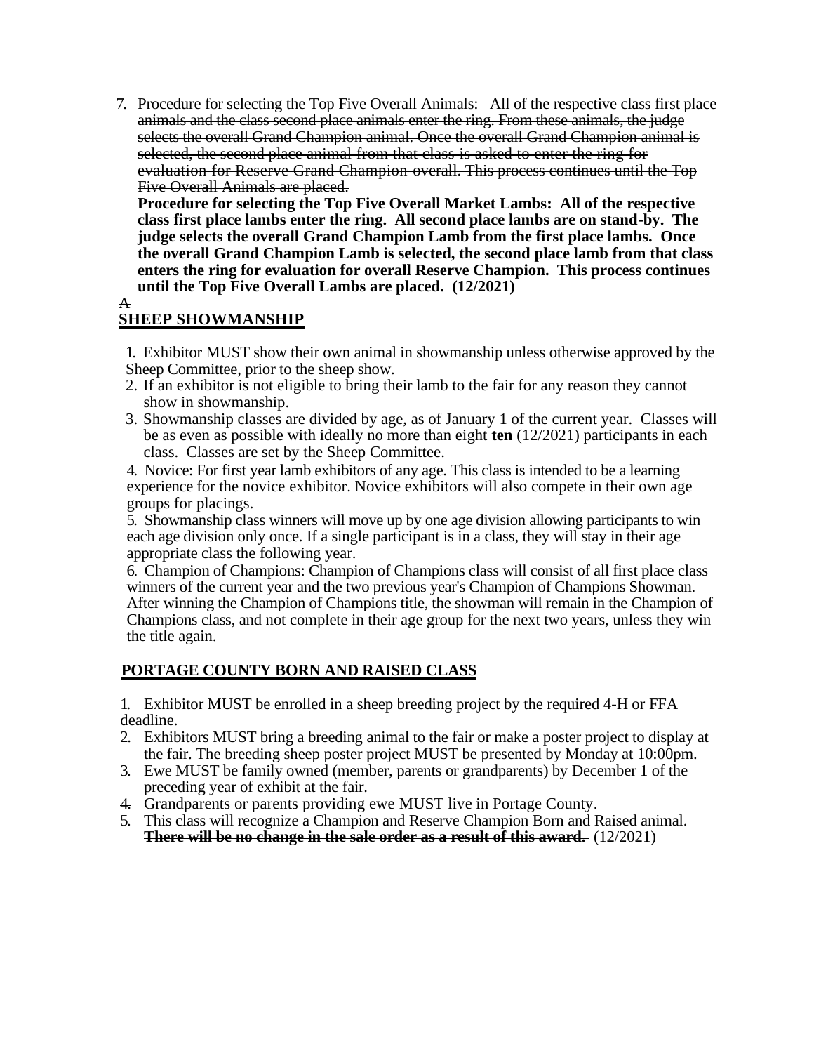7. ~~Procedure for selecting the Top Five Overall Animals: All of the respective class first place animals and the class second place animals enter the ring. From these animals, the judge selects the overall Grand Champion animal. Once the overall Grand Champion animal is selected, the second place animal from that class is asked to enter the ring for evaluation for Reserve Grand Champion overall. This process continues until the Top Five Overall Animals are placed.~~

   **Procedure for selecting the Top Five Overall Market Lambs: All of the respective class first place lambs enter the ring. All second place lambs are on stand-by. The judge selects the overall Grand Champion Lamb from the first place lambs. Once the overall Grand Champion Lamb is selected, the second place lamb from that class enters the ring for evaluation for overall Reserve Champion. This process continues until the Top Five Overall Lambs are placed. (12/2021)**

~~A.~~

## SHEEP SHOWMANSHIP

1. Exhibitor MUST show their own animal in showmanship unless otherwise approved by the Sheep Committee, prior to the sheep show.
2. If an exhibitor is not eligible to bring their lamb to the fair for any reason they cannot show in showmanship.
3. Showmanship classes are divided by age, as of January 1 of the current year. Classes will be as even as possible with ideally no more than ~~eight~~ **ten** (12/2021) participants in each class. Classes are set by the Sheep Committee.
4. Novice: For first year lamb exhibitors of any age. This class is intended to be a learning experience for the novice exhibitor. Novice exhibitors will also compete in their own age groups for placings.
5. Showmanship class winners will move up by one age division allowing participants to win each age division only once. If a single participant is in a class, they will stay in their age appropriate class the following year.
6. Champion of Champions: Champion of Champions class will consist of all first place class winners of the current year and the two previous year's Champion of Champions Showman. After winning the Champion of Champions title, the showman will remain in the Champion of Champions class, and not complete in their age group for the next two years, unless they win the title again.

## PORTAGE COUNTY BORN AND RAISED CLASS

1. Exhibitor MUST be enrolled in a sheep breeding project by the required 4-H or FFA deadline.
2. Exhibitors MUST bring a breeding animal to the fair or make a poster project to display at the fair. The breeding sheep poster project MUST be presented by Monday at 10:00pm.
3. Ewe MUST be family owned (member, parents or grandparents) by December 1 of the preceding year of exhibit at the fair.
4. Grandparents or parents providing ewe MUST live in Portage County.
5. This class will recognize a Champion and Reserve Champion Born and Raised animal. ~~**There will be no change in the sale order as a result of this award.**~~ (12/2021)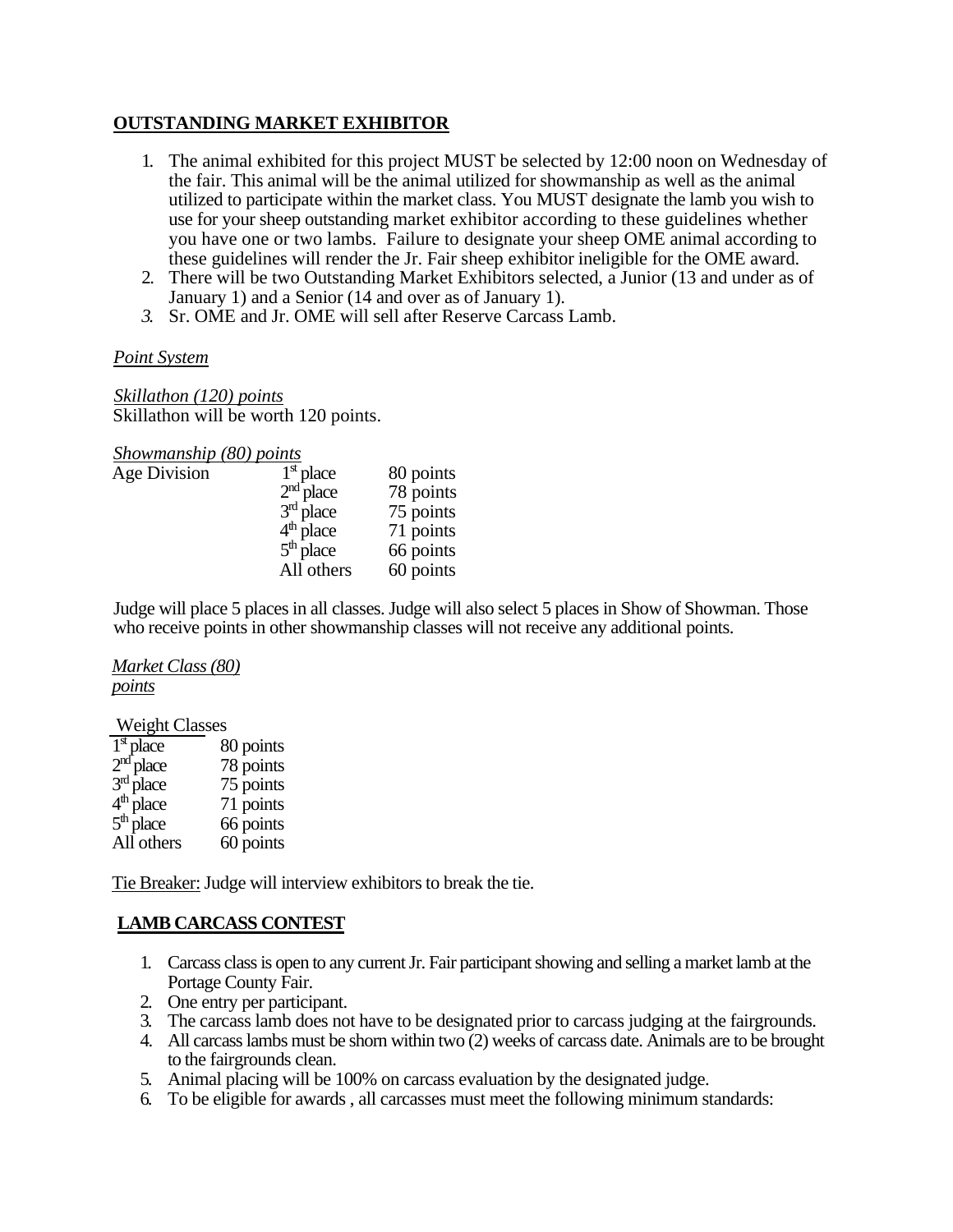## OUTSTANDING MARKET EXHIBITOR

1. The animal exhibited for this project MUST be selected by 12:00 noon on Wednesday of the fair. This animal will be the animal utilized for showmanship as well as the animal utilized to participate within the market class. You MUST designate the lamb you wish to use for your sheep outstanding market exhibitor according to these guidelines whether you have one or two lambs. Failure to designate your sheep OME animal according to these guidelines will render the Jr. Fair sheep exhibitor ineligible for the OME award.
2. There will be two Outstanding Market Exhibitors selected, a Junior (13 and under as of January 1) and a Senior (14 and over as of January 1).
3. Sr. OME and Jr. OME will sell after Reserve Carcass Lamb.

*Point System*

*Skillathon (120) points*
Skillathon will be worth 120 points.

*Showmanship (80) points*

| Age Division | 1st place | 80 points |
|---|---|---|
| | 2nd place | 78 points |
| | 3rd place | 75 points |
| | 4th place | 71 points |
| | 5th place | 66 points |
| | All others | 60 points |

Judge will place 5 places in all classes. Judge will also select 5 places in Show of Showman. Those who receive points in other showmanship classes will not receive any additional points.

*Market Class (80) points*

| Weight Classes | |
|---|---|
| 1st place | 80 points |
| 2nd place | 78 points |
| 3rd place | 75 points |
| 4th place | 71 points |
| 5th place | 66 points |
| All others | 60 points |

Tie Breaker: Judge will interview exhibitors to break the tie.

## LAMB CARCASS CONTEST

1. Carcass class is open to any current Jr. Fair participant showing and selling a market lamb at the Portage County Fair.
2. One entry per participant.
3. The carcass lamb does not have to be designated prior to carcass judging at the fairgrounds.
4. All carcass lambs must be shorn within two (2) weeks of carcass date. Animals are to be brought to the fairgrounds clean.
5. Animal placing will be 100% on carcass evaluation by the designated judge.
6. To be eligible for awards , all carcasses must meet the following minimum standards: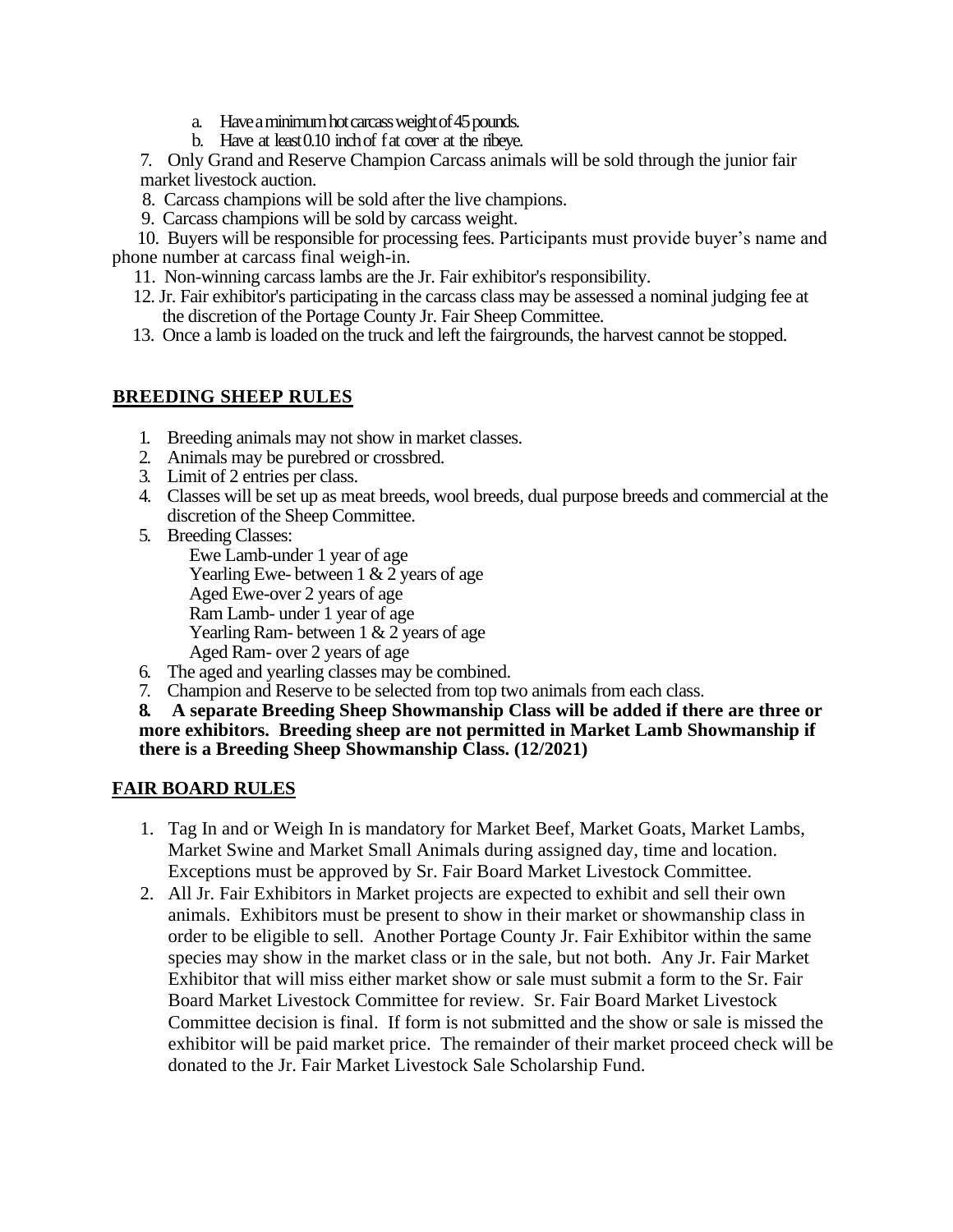a. Have a minimum hot carcass weight of 45 pounds.
   b. Have at least 0.10 inch of fat cover at the ribeye.

7. Only Grand and Reserve Champion Carcass animals will be sold through the junior fair market livestock auction.
8. Carcass champions will be sold after the live champions.
9. Carcass champions will be sold by carcass weight.
10. Buyers will be responsible for processing fees. Participants must provide buyer's name and phone number at carcass final weigh-in.
11. Non-winning carcass lambs are the Jr. Fair exhibitor's responsibility.
12. Jr. Fair exhibitor's participating in the carcass class may be assessed a nominal judging fee at the discretion of the Portage County Jr. Fair Sheep Committee.
13. Once a lamb is loaded on the truck and left the fairgrounds, the harvest cannot be stopped.

## BREEDING SHEEP RULES

1. Breeding animals may not show in market classes.
2. Animals may be purebred or crossbred.
3. Limit of 2 entries per class.
4. Classes will be set up as meat breeds, wool breeds, dual purpose breeds and commercial at the discretion of the Sheep Committee.
5. Breeding Classes:
   Ewe Lamb-under 1 year of age
   Yearling Ewe- between 1 & 2 years of age
   Aged Ewe-over 2 years of age
   Ram Lamb- under 1 year of age
   Yearling Ram- between 1 & 2 years of age
   Aged Ram- over 2 years of age
6. The aged and yearling classes may be combined.
7. Champion and Reserve to be selected from top two animals from each class.
8. **A separate Breeding Sheep Showmanship Class will be added if there are three or more exhibitors. Breeding sheep are not permitted in Market Lamb Showmanship if there is a Breeding Sheep Showmanship Class. (12/2021)**

## FAIR BOARD RULES

1. Tag In and or Weigh In is mandatory for Market Beef, Market Goats, Market Lambs, Market Swine and Market Small Animals during assigned day, time and location. Exceptions must be approved by Sr. Fair Board Market Livestock Committee.
2. All Jr. Fair Exhibitors in Market projects are expected to exhibit and sell their own animals. Exhibitors must be present to show in their market or showmanship class in order to be eligible to sell. Another Portage County Jr. Fair Exhibitor within the same species may show in the market class or in the sale, but not both. Any Jr. Fair Market Exhibitor that will miss either market show or sale must submit a form to the Sr. Fair Board Market Livestock Committee for review. Sr. Fair Board Market Livestock Committee decision is final. If form is not submitted and the show or sale is missed the exhibitor will be paid market price. The remainder of their market proceed check will be donated to the Jr. Fair Market Livestock Sale Scholarship Fund.